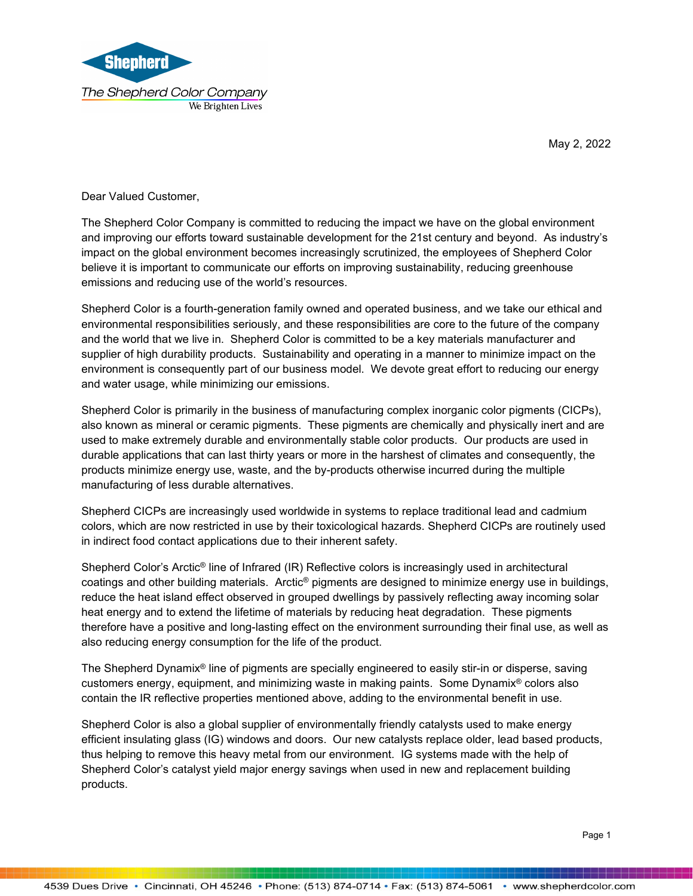**The Shepherd Color Company**
We Brighten Lives

May 2, 2022

Dear Valued Customer,

The Shepherd Color Company is committed to reducing the impact we have on the global environment and improving our efforts toward sustainable development for the 21st century and beyond. As industry's impact on the global environment becomes increasingly scrutinized, the employees of Shepherd Color believe it is important to communicate our efforts on improving sustainability, reducing greenhouse emissions and reducing use of the world's resources.

Shepherd Color is a fourth-generation family owned and operated business, and we take our ethical and environmental responsibilities seriously, and these responsibilities are core to the future of the company and the world that we live in. Shepherd Color is committed to be a key materials manufacturer and supplier of high durability products. Sustainability and operating in a manner to minimize impact on the environment is consequently part of our business model. We devote great effort to reducing our energy and water usage, while minimizing our emissions.

Shepherd Color is primarily in the business of manufacturing complex inorganic color pigments (CICPs), also known as mineral or ceramic pigments. These pigments are chemically and physically inert and are used to make extremely durable and environmentally stable color products. Our products are used in durable applications that can last thirty years or more in the harshest of climates and consequently, the products minimize energy use, waste, and the by-products otherwise incurred during the multiple manufacturing of less durable alternatives.

Shepherd CICPs are increasingly used worldwide in systems to replace traditional lead and cadmium colors, which are now restricted in use by their toxicological hazards. Shepherd CICPs are routinely used in indirect food contact applications due to their inherent safety.

Shepherd Color's Arctic® line of Infrared (IR) Reflective colors is increasingly used in architectural coatings and other building materials. Arctic® pigments are designed to minimize energy use in buildings, reduce the heat island effect observed in grouped dwellings by passively reflecting away incoming solar heat energy and to extend the lifetime of materials by reducing heat degradation. These pigments therefore have a positive and long-lasting effect on the environment surrounding their final use, as well as also reducing energy consumption for the life of the product.

The Shepherd Dynamix® line of pigments are specially engineered to easily stir-in or disperse, saving customers energy, equipment, and minimizing waste in making paints. Some Dynamix® colors also contain the IR reflective properties mentioned above, adding to the environmental benefit in use.

Shepherd Color is also a global supplier of environmentally friendly catalysts used to make energy efficient insulating glass (IG) windows and doors. Our new catalysts replace older, lead based products, thus helping to remove this heavy metal from our environment. IG systems made with the help of Shepherd Color's catalyst yield major energy savings when used in new and replacement building products.

4539 Dues Drive • Cincinnati, OH 45246 • Phone: (513) 874-0714 • Fax: (513) 874-5061 • www.shepherdcolor.com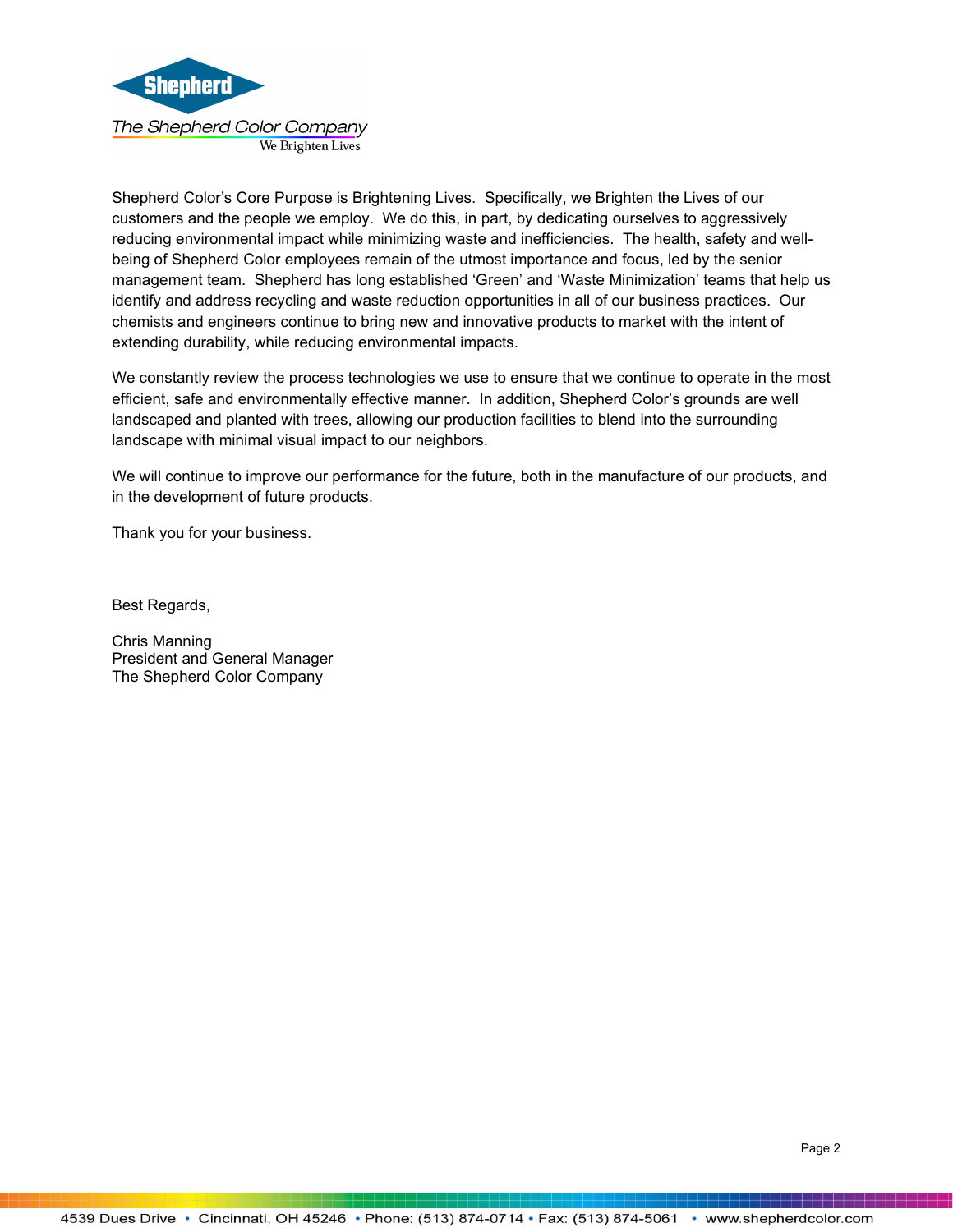The Shepherd Color Company

We Brighten Lives

Shepherd Color's Core Purpose is Brightening Lives. Specifically, we Brighten the Lives of our customers and the people we employ. We do this, in part, by dedicating ourselves to aggressively reducing environmental impact while minimizing waste and inefficiencies. The health, safety and well-being of Shepherd Color employees remain of the utmost importance and focus, led by the senior management team. Shepherd has long established 'Green' and 'Waste Minimization' teams that help us identify and address recycling and waste reduction opportunities in all of our business practices. Our chemists and engineers continue to bring new and innovative products to market with the intent of extending durability, while reducing environmental impacts.

We constantly review the process technologies we use to ensure that we continue to operate in the most efficient, safe and environmentally effective manner. In addition, Shepherd Color's grounds are well landscaped and planted with trees, allowing our production facilities to blend into the surrounding landscape with minimal visual impact to our neighbors.

We will continue to improve our performance for the future, both in the manufacture of our products, and in the development of future products.

Thank you for your business.

Best Regards,

Chris Manning
President and General Manager
The Shepherd Color Company

4539 Dues Drive • Cincinnati, OH 45246 • Phone: (513) 874-0714 • Fax: (513) 874-5061 • www.shepherdcolor.com